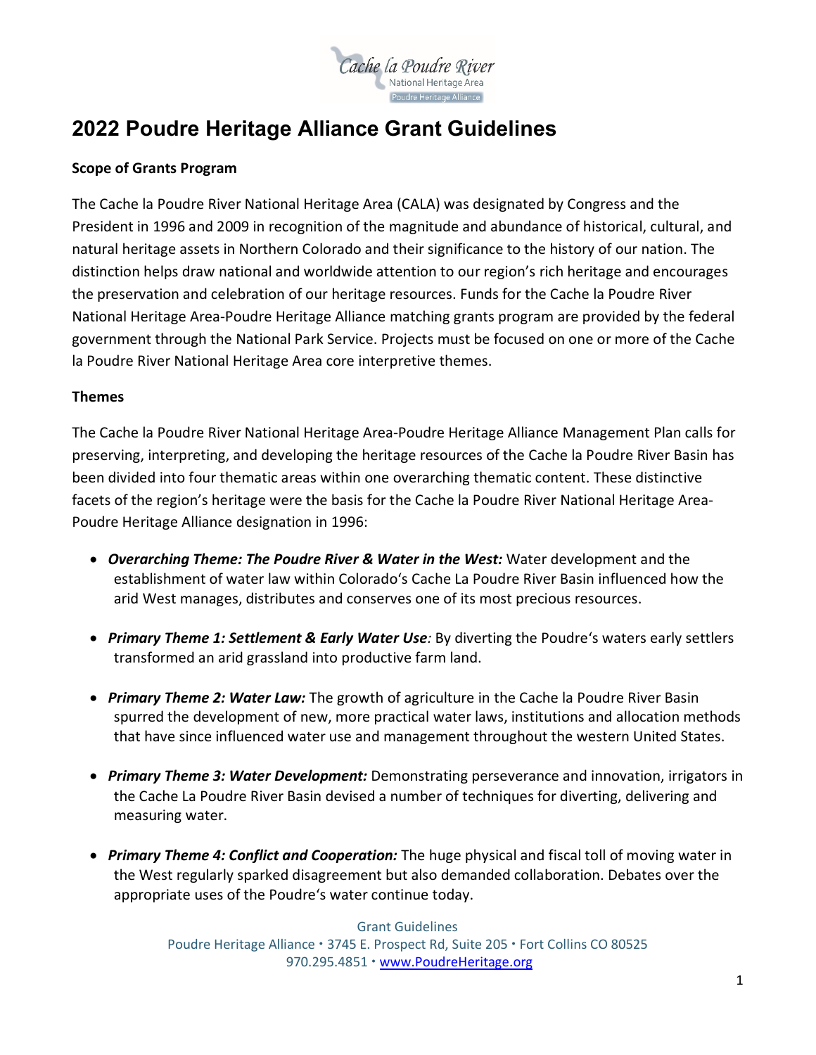# 2022 Poudre Heritage Alliance Grant Guidelines

**Scope of Grants Program**

The Cache la Poudre River National Heritage Area (CALA) was designated by Congress and the President in 1996 and 2009 in recognition of the magnitude and abundance of historical, cultural, and natural heritage assets in Northern Colorado and their significance to the history of our nation. The distinction helps draw national and worldwide attention to our region's rich heritage and encourages the preservation and celebration of our heritage resources. Funds for the Cache la Poudre River National Heritage Area-Poudre Heritage Alliance matching grants program are provided by the federal government through the National Park Service. Projects must be focused on one or more of the Cache la Poudre River National Heritage Area core interpretive themes.

**Themes**

The Cache la Poudre River National Heritage Area-Poudre Heritage Alliance Management Plan calls for preserving, interpreting, and developing the heritage resources of the Cache la Poudre River Basin has been divided into four thematic areas within one overarching thematic content. These distinctive facets of the region's heritage were the basis for the Cache la Poudre River National Heritage Area-Poudre Heritage Alliance designation in 1996:

- ***Overarching Theme: The Poudre River & Water in the West:*** Water development and the establishment of water law within Colorado's Cache La Poudre River Basin influenced how the arid West manages, distributes and conserves one of its most precious resources.
- ***Primary Theme 1: Settlement & Early Water Use****:* By diverting the Poudre's waters early settlers transformed an arid grassland into productive farm land.
- ***Primary Theme 2: Water Law:*** The growth of agriculture in the Cache la Poudre River Basin spurred the development of new, more practical water laws, institutions and allocation methods that have since influenced water use and management throughout the western United States.
- ***Primary Theme 3: Water Development:*** Demonstrating perseverance and innovation, irrigators in the Cache La Poudre River Basin devised a number of techniques for diverting, delivering and measuring water.
- ***Primary Theme 4: Conflict and Cooperation:*** The huge physical and fiscal toll of moving water in the West regularly sparked disagreement but also demanded collaboration. Debates over the appropriate uses of the Poudre's water continue today.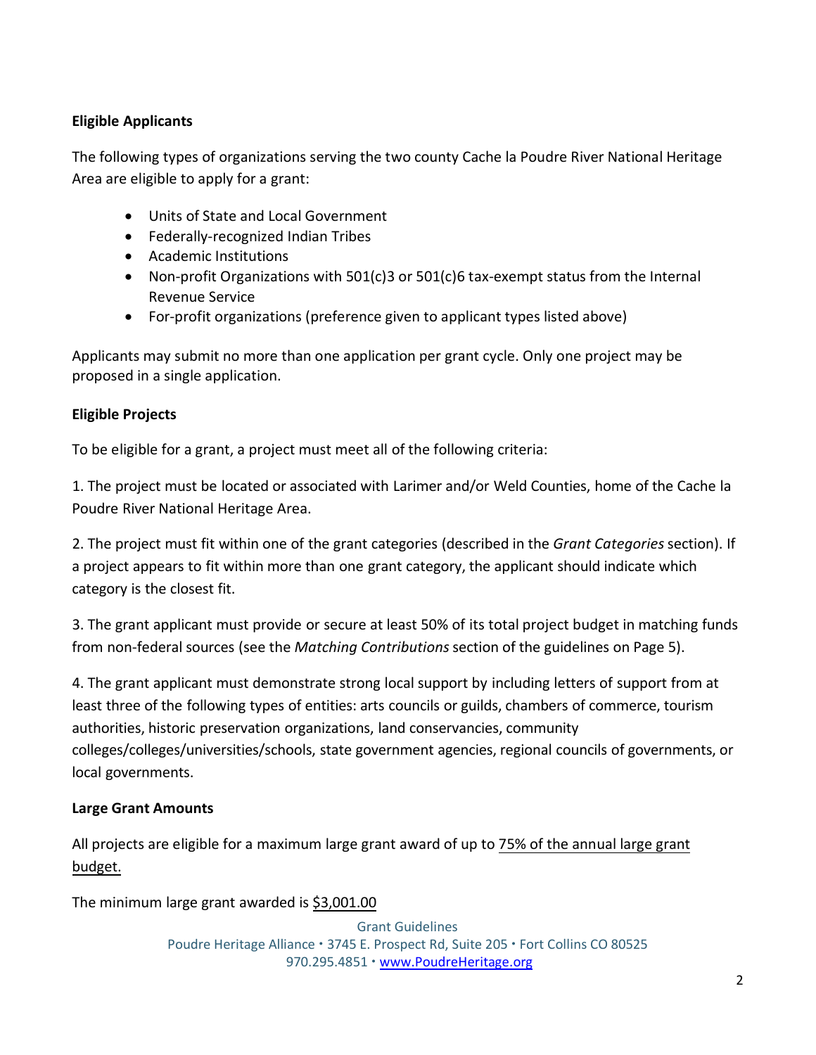**Eligible Applicants**

The following types of organizations serving the two county Cache la Poudre River National Heritage Area are eligible to apply for a grant:

- Units of State and Local Government
- Federally-recognized Indian Tribes
- Academic Institutions
- Non-profit Organizations with 501(c)3 or 501(c)6 tax-exempt status from the Internal Revenue Service
- For-profit organizations (preference given to applicant types listed above)

Applicants may submit no more than one application per grant cycle. Only one project may be proposed in a single application.

**Eligible Projects**

To be eligible for a grant, a project must meet all of the following criteria:

1. The project must be located or associated with Larimer and/or Weld Counties, home of the Cache la Poudre River National Heritage Area.

2. The project must fit within one of the grant categories (described in the *Grant Categories* section). If a project appears to fit within more than one grant category, the applicant should indicate which category is the closest fit.

3. The grant applicant must provide or secure at least 50% of its total project budget in matching funds from non-federal sources (see the *Matching Contributions* section of the guidelines on Page 5).

4. The grant applicant must demonstrate strong local support by including letters of support from at least three of the following types of entities: arts councils or guilds, chambers of commerce, tourism authorities, historic preservation organizations, land conservancies, community colleges/colleges/universities/schools, state government agencies, regional councils of governments, or local governments.

**Large Grant Amounts**

All projects are eligible for a maximum large grant award of up to <u>75% of the annual large grant budget.</u>

The minimum large grant awarded is <u>$3,001.00</u>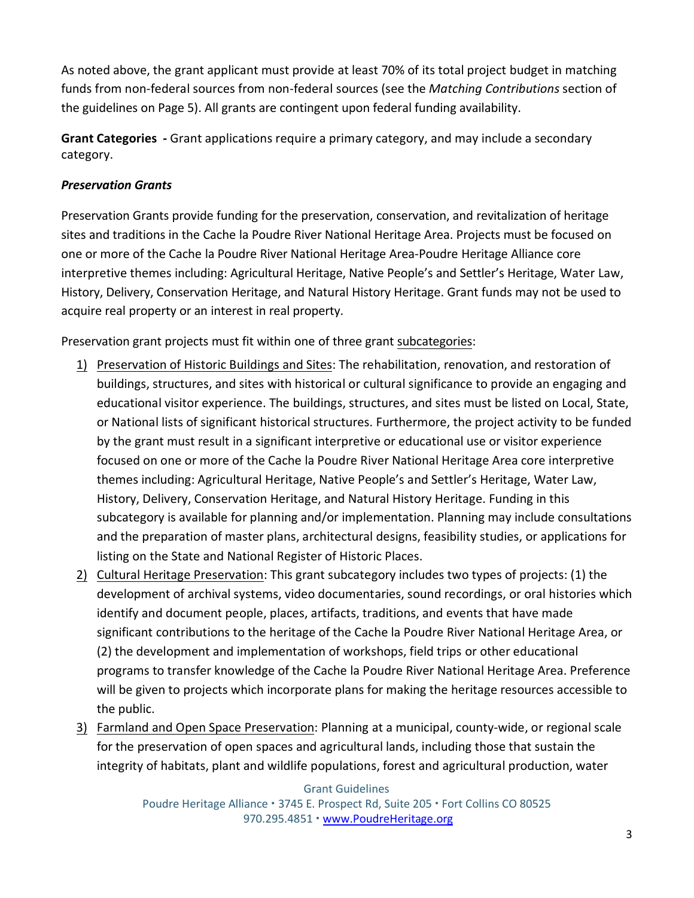As noted above, the grant applicant must provide at least 70% of its total project budget in matching funds from non-federal sources from non-federal sources (see the *Matching Contributions* section of the guidelines on Page 5). All grants are contingent upon federal funding availability.

**Grant Categories -** Grant applications require a primary category, and may include a secondary category.

***Preservation Grants***

Preservation Grants provide funding for the preservation, conservation, and revitalization of heritage sites and traditions in the Cache la Poudre River National Heritage Area. Projects must be focused on one or more of the Cache la Poudre River National Heritage Area-Poudre Heritage Alliance core interpretive themes including: Agricultural Heritage, Native People's and Settler's Heritage, Water Law, History, Delivery, Conservation Heritage, and Natural History Heritage. Grant funds may not be used to acquire real property or an interest in real property.

Preservation grant projects must fit within one of three grant <u>subcategories</u>:

1) <u>Preservation of Historic Buildings and Sites</u>: The rehabilitation, renovation, and restoration of buildings, structures, and sites with historical or cultural significance to provide an engaging and educational visitor experience. The buildings, structures, and sites must be listed on Local, State, or National lists of significant historical structures. Furthermore, the project activity to be funded by the grant must result in a significant interpretive or educational use or visitor experience focused on one or more of the Cache la Poudre River National Heritage Area core interpretive themes including: Agricultural Heritage, Native People's and Settler's Heritage, Water Law, History, Delivery, Conservation Heritage, and Natural History Heritage. Funding in this subcategory is available for planning and/or implementation. Planning may include consultations and the preparation of master plans, architectural designs, feasibility studies, or applications for listing on the State and National Register of Historic Places.
2) <u>Cultural Heritage Preservation</u>: This grant subcategory includes two types of projects: (1) the development of archival systems, video documentaries, sound recordings, or oral histories which identify and document people, places, artifacts, traditions, and events that have made significant contributions to the heritage of the Cache la Poudre River National Heritage Area, or (2) the development and implementation of workshops, field trips or other educational programs to transfer knowledge of the Cache la Poudre River National Heritage Area. Preference will be given to projects which incorporate plans for making the heritage resources accessible to the public.
3) <u>Farmland and Open Space Preservation</u>: Planning at a municipal, county-wide, or regional scale for the preservation of open spaces and agricultural lands, including those that sustain the integrity of habitats, plant and wildlife populations, forest and agricultural production, water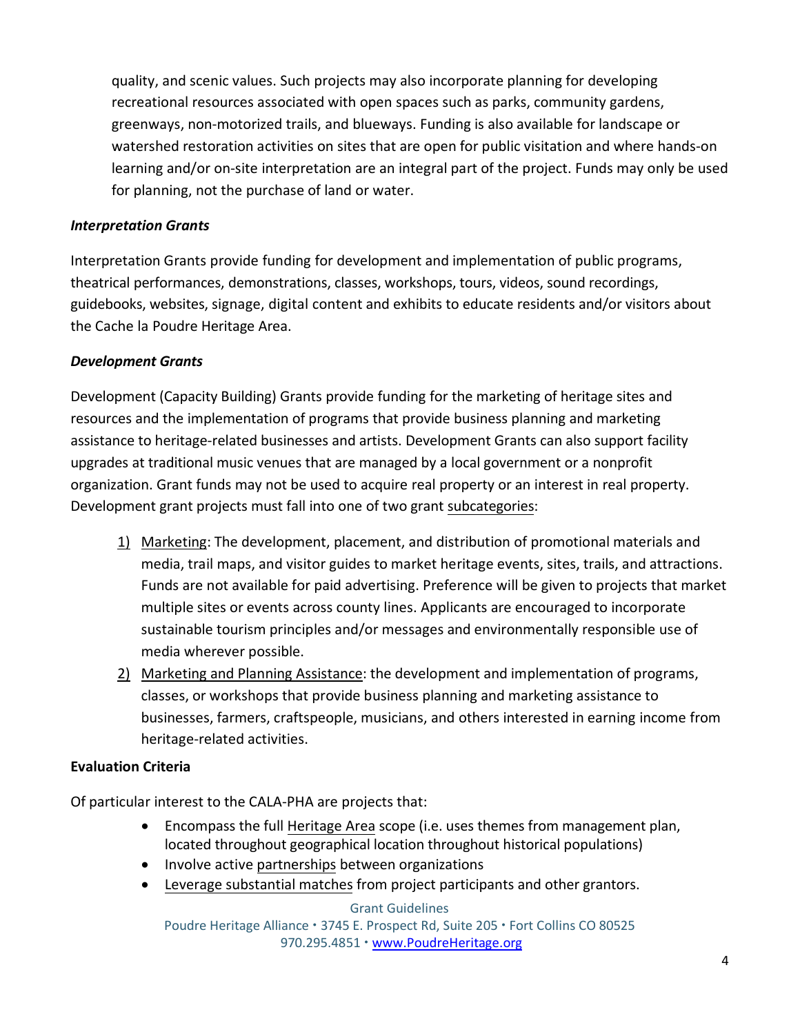quality, and scenic values. Such projects may also incorporate planning for developing recreational resources associated with open spaces such as parks, community gardens, greenways, non-motorized trails, and blueways. Funding is also available for landscape or watershed restoration activities on sites that are open for public visitation and where hands-on learning and/or on-site interpretation are an integral part of the project. Funds may only be used for planning, not the purchase of land or water.

***Interpretation Grants***

Interpretation Grants provide funding for development and implementation of public programs, theatrical performances, demonstrations, classes, workshops, tours, videos, sound recordings, guidebooks, websites, signage, digital content and exhibits to educate residents and/or visitors about the Cache la Poudre Heritage Area.

***Development Grants***

Development (Capacity Building) Grants provide funding for the marketing of heritage sites and resources and the implementation of programs that provide business planning and marketing assistance to heritage-related businesses and artists. Development Grants can also support facility upgrades at traditional music venues that are managed by a local government or a nonprofit organization. Grant funds may not be used to acquire real property or an interest in real property. Development grant projects must fall into one of two grant subcategories:

1) Marketing: The development, placement, and distribution of promotional materials and media, trail maps, and visitor guides to market heritage events, sites, trails, and attractions. Funds are not available for paid advertising. Preference will be given to projects that market multiple sites or events across county lines. Applicants are encouraged to incorporate sustainable tourism principles and/or messages and environmentally responsible use of media wherever possible.
2) Marketing and Planning Assistance: the development and implementation of programs, classes, or workshops that provide business planning and marketing assistance to businesses, farmers, craftspeople, musicians, and others interested in earning income from heritage-related activities.

**Evaluation Criteria**

Of particular interest to the CALA-PHA are projects that:

- Encompass the full Heritage Area scope (i.e. uses themes from management plan, located throughout geographical location throughout historical populations)
- Involve active partnerships between organizations
- Leverage substantial matches from project participants and other grantors.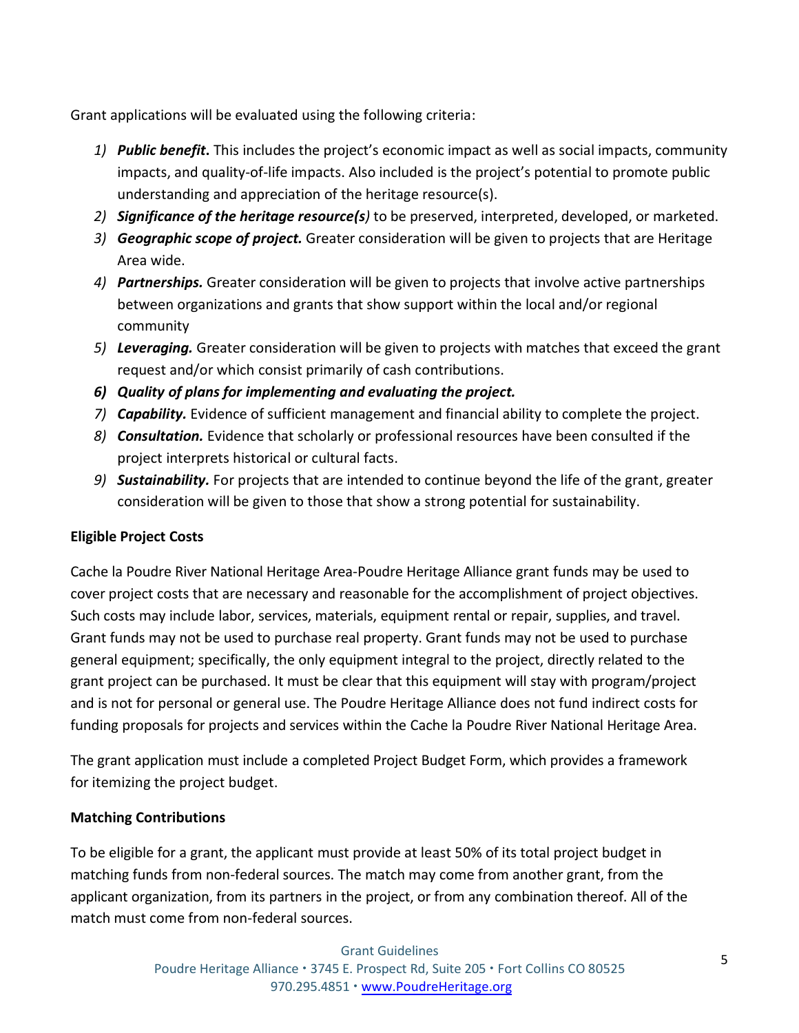Grant applications will be evaluated using the following criteria:

1) ***Public benefit*.** This includes the project's economic impact as well as social impacts, community impacts, and quality-of-life impacts. Also included is the project's potential to promote public understanding and appreciation of the heritage resource(s).
2) ***Significance of the heritage resource(s)*** to be preserved, interpreted, developed, or marketed.
3) ***Geographic scope of project.*** Greater consideration will be given to projects that are Heritage Area wide.
4) ***Partnerships.*** Greater consideration will be given to projects that involve active partnerships between organizations and grants that show support within the local and/or regional community
5) ***Leveraging.*** Greater consideration will be given to projects with matches that exceed the grant request and/or which consist primarily of cash contributions.
6) ***Quality of plans for implementing and evaluating the project.***
7) ***Capability.*** Evidence of sufficient management and financial ability to complete the project.
8) ***Consultation.*** Evidence that scholarly or professional resources have been consulted if the project interprets historical or cultural facts.
9) ***Sustainability.*** For projects that are intended to continue beyond the life of the grant, greater consideration will be given to those that show a strong potential for sustainability.

**Eligible Project Costs**

Cache la Poudre River National Heritage Area-Poudre Heritage Alliance grant funds may be used to cover project costs that are necessary and reasonable for the accomplishment of project objectives. Such costs may include labor, services, materials, equipment rental or repair, supplies, and travel. Grant funds may not be used to purchase real property. Grant funds may not be used to purchase general equipment; specifically, the only equipment integral to the project, directly related to the grant project can be purchased. It must be clear that this equipment will stay with program/project and is not for personal or general use. The Poudre Heritage Alliance does not fund indirect costs for funding proposals for projects and services within the Cache la Poudre River National Heritage Area.

The grant application must include a completed Project Budget Form, which provides a framework for itemizing the project budget.

**Matching Contributions**

To be eligible for a grant, the applicant must provide at least 50% of its total project budget in matching funds from non-federal sources. The match may come from another grant, from the applicant organization, from its partners in the project, or from any combination thereof. All of the match must come from non-federal sources.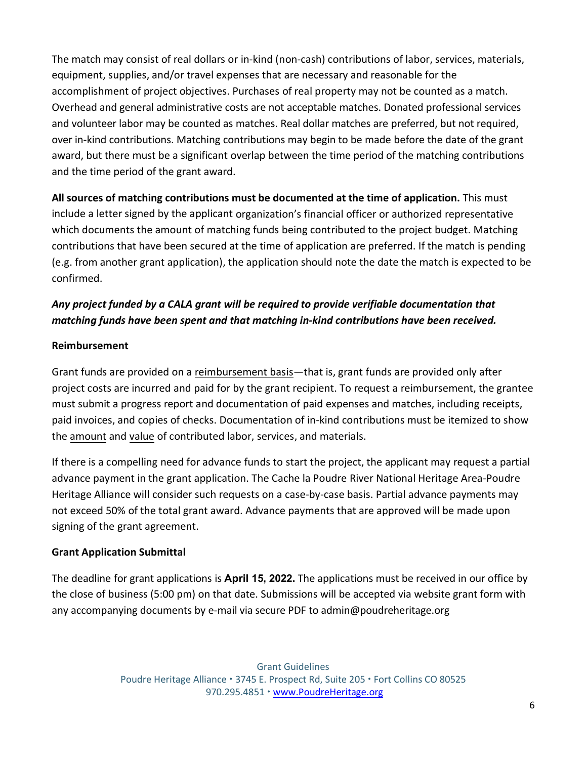The match may consist of real dollars or in-kind (non-cash) contributions of labor, services, materials, equipment, supplies, and/or travel expenses that are necessary and reasonable for the accomplishment of project objectives. Purchases of real property may not be counted as a match. Overhead and general administrative costs are not acceptable matches. Donated professional services and volunteer labor may be counted as matches. Real dollar matches are preferred, but not required, over in-kind contributions. Matching contributions may begin to be made before the date of the grant award, but there must be a significant overlap between the time period of the matching contributions and the time period of the grant award.

**All sources of matching contributions must be documented at the time of application.** This must include a letter signed by the applicant organization's financial officer or authorized representative which documents the amount of matching funds being contributed to the project budget. Matching contributions that have been secured at the time of application are preferred. If the match is pending (e.g. from another grant application), the application should note the date the match is expected to be confirmed.

***Any project funded by a CALA grant will be required to provide verifiable documentation that matching funds have been spent and that matching in-kind contributions have been received.***

**Reimbursement**

Grant funds are provided on a reimbursement basis—that is, grant funds are provided only after project costs are incurred and paid for by the grant recipient. To request a reimbursement, the grantee must submit a progress report and documentation of paid expenses and matches, including receipts, paid invoices, and copies of checks. Documentation of in-kind contributions must be itemized to show the amount and value of contributed labor, services, and materials.

If there is a compelling need for advance funds to start the project, the applicant may request a partial advance payment in the grant application. The Cache la Poudre River National Heritage Area-Poudre Heritage Alliance will consider such requests on a case-by-case basis. Partial advance payments may not exceed 50% of the total grant award. Advance payments that are approved will be made upon signing of the grant agreement.

**Grant Application Submittal**

The deadline for grant applications is **April 15, 2022.** The applications must be received in our office by the close of business (5:00 pm) on that date. Submissions will be accepted via website grant form with any accompanying documents by e-mail via secure PDF to admin@poudreheritage.org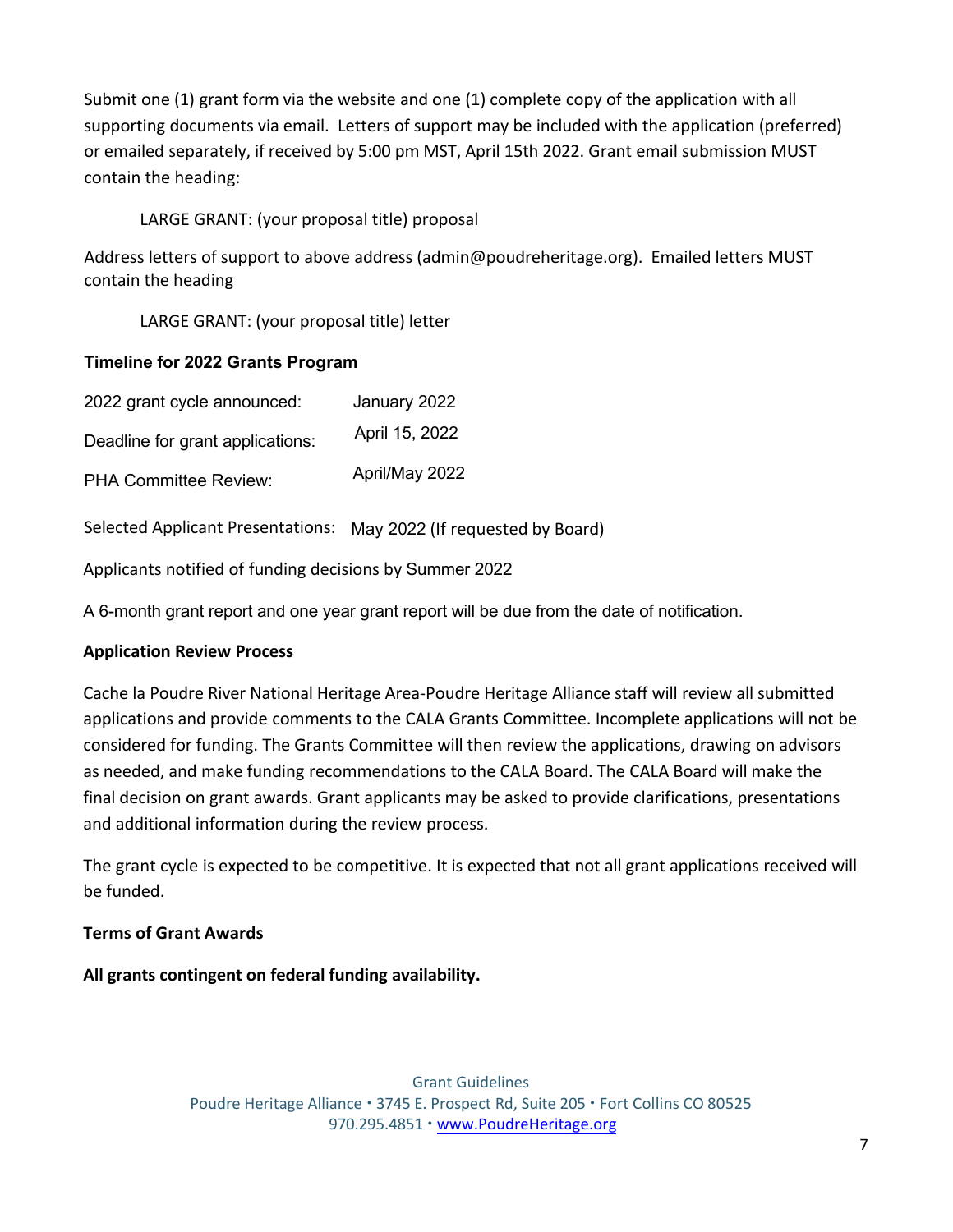Submit one (1) grant form via the website and one (1) complete copy of the application with all supporting documents via email. Letters of support may be included with the application (preferred) or emailed separately, if received by 5:00 pm MST, April 15th 2022. Grant email submission MUST contain the heading:

LARGE GRANT: (your proposal title) proposal

Address letters of support to above address (admin@poudreheritage.org). Emailed letters MUST contain the heading

LARGE GRANT: (your proposal title) letter

### Timeline for 2022 Grants Program

| | |
|---|---|
| 2022 grant cycle announced: | January 2022 |
| Deadline for grant applications: | April 15, 2022 |
| PHA Committee Review: | April/May 2022 |
| Selected Applicant Presentations: | May 2022 (If requested by Board) |

Applicants notified of funding decisions by Summer 2022

A 6-month grant report and one year grant report will be due from the date of notification.

### Application Review Process

Cache la Poudre River National Heritage Area-Poudre Heritage Alliance staff will review all submitted applications and provide comments to the CALA Grants Committee. Incomplete applications will not be considered for funding. The Grants Committee will then review the applications, drawing on advisors as needed, and make funding recommendations to the CALA Board. The CALA Board will make the final decision on grant awards. Grant applicants may be asked to provide clarifications, presentations and additional information during the review process.

The grant cycle is expected to be competitive. It is expected that not all grant applications received will be funded.

### Terms of Grant Awards

**All grants contingent on federal funding availability.**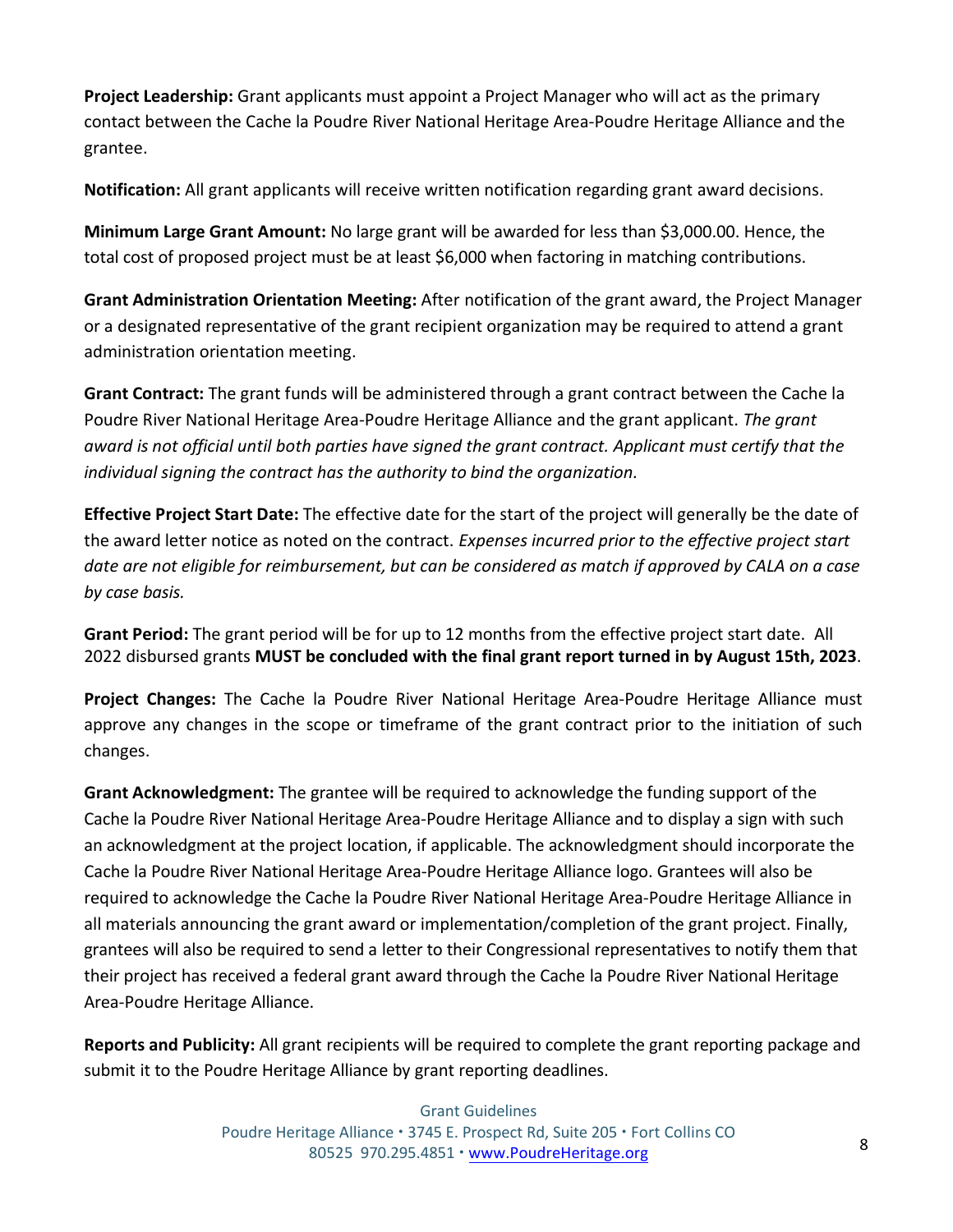**Project Leadership:** Grant applicants must appoint a Project Manager who will act as the primary contact between the Cache la Poudre River National Heritage Area-Poudre Heritage Alliance and the grantee.

**Notification:** All grant applicants will receive written notification regarding grant award decisions.

**Minimum Large Grant Amount:** No large grant will be awarded for less than $3,000.00. Hence, the total cost of proposed project must be at least $6,000 when factoring in matching contributions.

**Grant Administration Orientation Meeting:** After notification of the grant award, the Project Manager or a designated representative of the grant recipient organization may be required to attend a grant administration orientation meeting.

**Grant Contract:** The grant funds will be administered through a grant contract between the Cache la Poudre River National Heritage Area-Poudre Heritage Alliance and the grant applicant. *The grant award is not official until both parties have signed the grant contract. Applicant must certify that the individual signing the contract has the authority to bind the organization.*

**Effective Project Start Date:** The effective date for the start of the project will generally be the date of the award letter notice as noted on the contract. *Expenses incurred prior to the effective project start date are not eligible for reimbursement, but can be considered as match if approved by CALA on a case by case basis.*

**Grant Period:** The grant period will be for up to 12 months from the effective project start date. All 2022 disbursed grants **MUST be concluded with the final grant report turned in by August 15th, 2023**.

**Project Changes:** The Cache la Poudre River National Heritage Area-Poudre Heritage Alliance must approve any changes in the scope or timeframe of the grant contract prior to the initiation of such changes.

**Grant Acknowledgment:** The grantee will be required to acknowledge the funding support of the Cache la Poudre River National Heritage Area-Poudre Heritage Alliance and to display a sign with such an acknowledgment at the project location, if applicable. The acknowledgment should incorporate the Cache la Poudre River National Heritage Area-Poudre Heritage Alliance logo. Grantees will also be required to acknowledge the Cache la Poudre River National Heritage Area-Poudre Heritage Alliance in all materials announcing the grant award or implementation/completion of the grant project. Finally, grantees will also be required to send a letter to their Congressional representatives to notify them that their project has received a federal grant award through the Cache la Poudre River National Heritage Area-Poudre Heritage Alliance.

**Reports and Publicity:** All grant recipients will be required to complete the grant reporting package and submit it to the Poudre Heritage Alliance by grant reporting deadlines.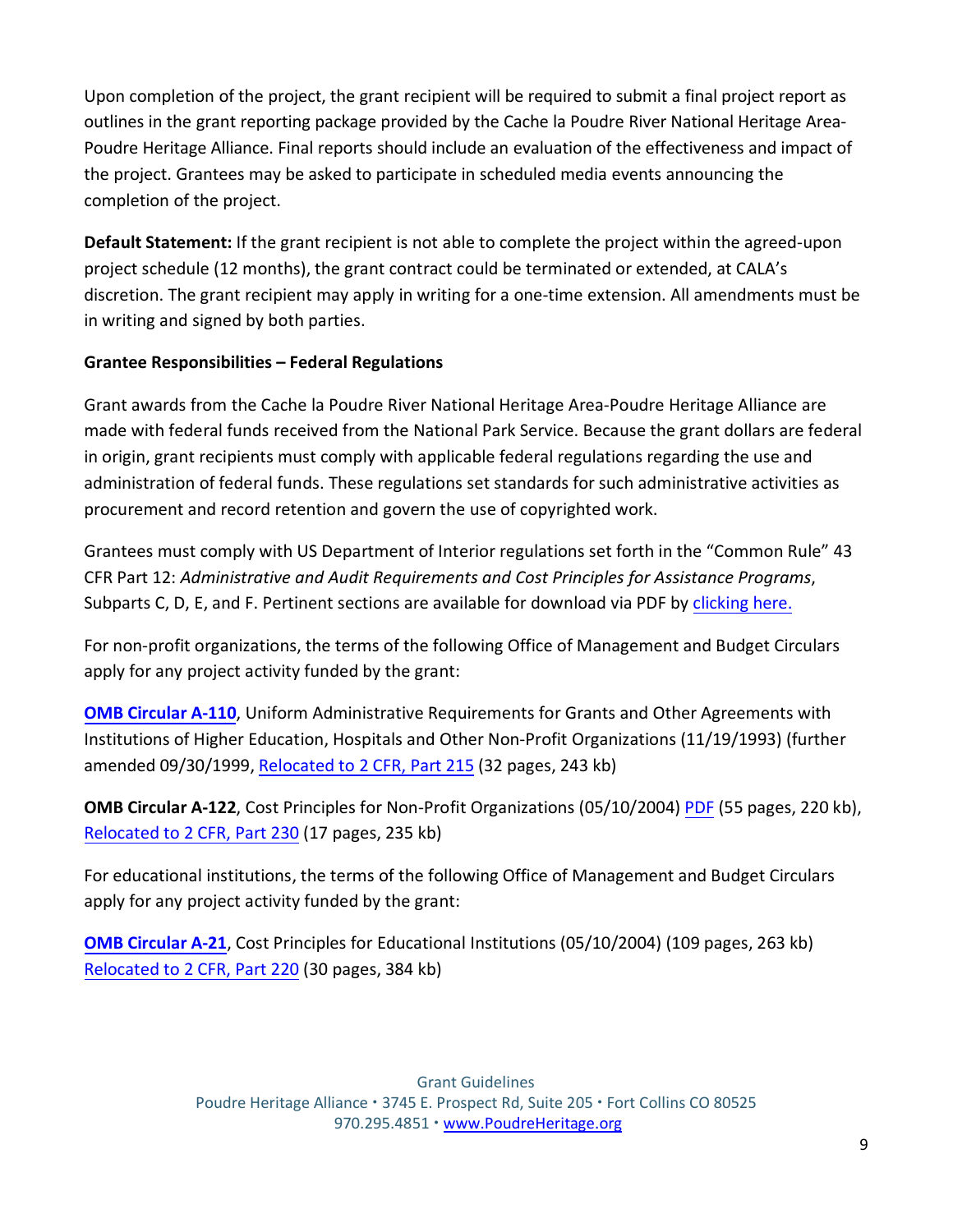Upon completion of the project, the grant recipient will be required to submit a final project report as outlines in the grant reporting package provided by the Cache la Poudre River National Heritage Area-Poudre Heritage Alliance. Final reports should include an evaluation of the effectiveness and impact of the project. Grantees may be asked to participate in scheduled media events announcing the completion of the project.

**Default Statement:** If the grant recipient is not able to complete the project within the agreed-upon project schedule (12 months), the grant contract could be terminated or extended, at CALA's discretion. The grant recipient may apply in writing for a one-time extension. All amendments must be in writing and signed by both parties.

**Grantee Responsibilities – Federal Regulations**

Grant awards from the Cache la Poudre River National Heritage Area-Poudre Heritage Alliance are made with federal funds received from the National Park Service. Because the grant dollars are federal in origin, grant recipients must comply with applicable federal regulations regarding the use and administration of federal funds. These regulations set standards for such administrative activities as procurement and record retention and govern the use of copyrighted work.

Grantees must comply with US Department of Interior regulations set forth in the "Common Rule" 43 CFR Part 12: *Administrative and Audit Requirements and Cost Principles for Assistance Programs*, Subparts C, D, E, and F. Pertinent sections are available for download via PDF by clicking here.

For non-profit organizations, the terms of the following Office of Management and Budget Circulars apply for any project activity funded by the grant:

**OMB Circular A-110**, Uniform Administrative Requirements for Grants and Other Agreements with Institutions of Higher Education, Hospitals and Other Non-Profit Organizations (11/19/1993) (further amended 09/30/1999, Relocated to 2 CFR, Part 215 (32 pages, 243 kb)

**OMB Circular A-122**, Cost Principles for Non-Profit Organizations (05/10/2004) PDF (55 pages, 220 kb), Relocated to 2 CFR, Part 230 (17 pages, 235 kb)

For educational institutions, the terms of the following Office of Management and Budget Circulars apply for any project activity funded by the grant:

**OMB Circular A-21**, Cost Principles for Educational Institutions (05/10/2004) (109 pages, 263 kb) Relocated to 2 CFR, Part 220 (30 pages, 384 kb)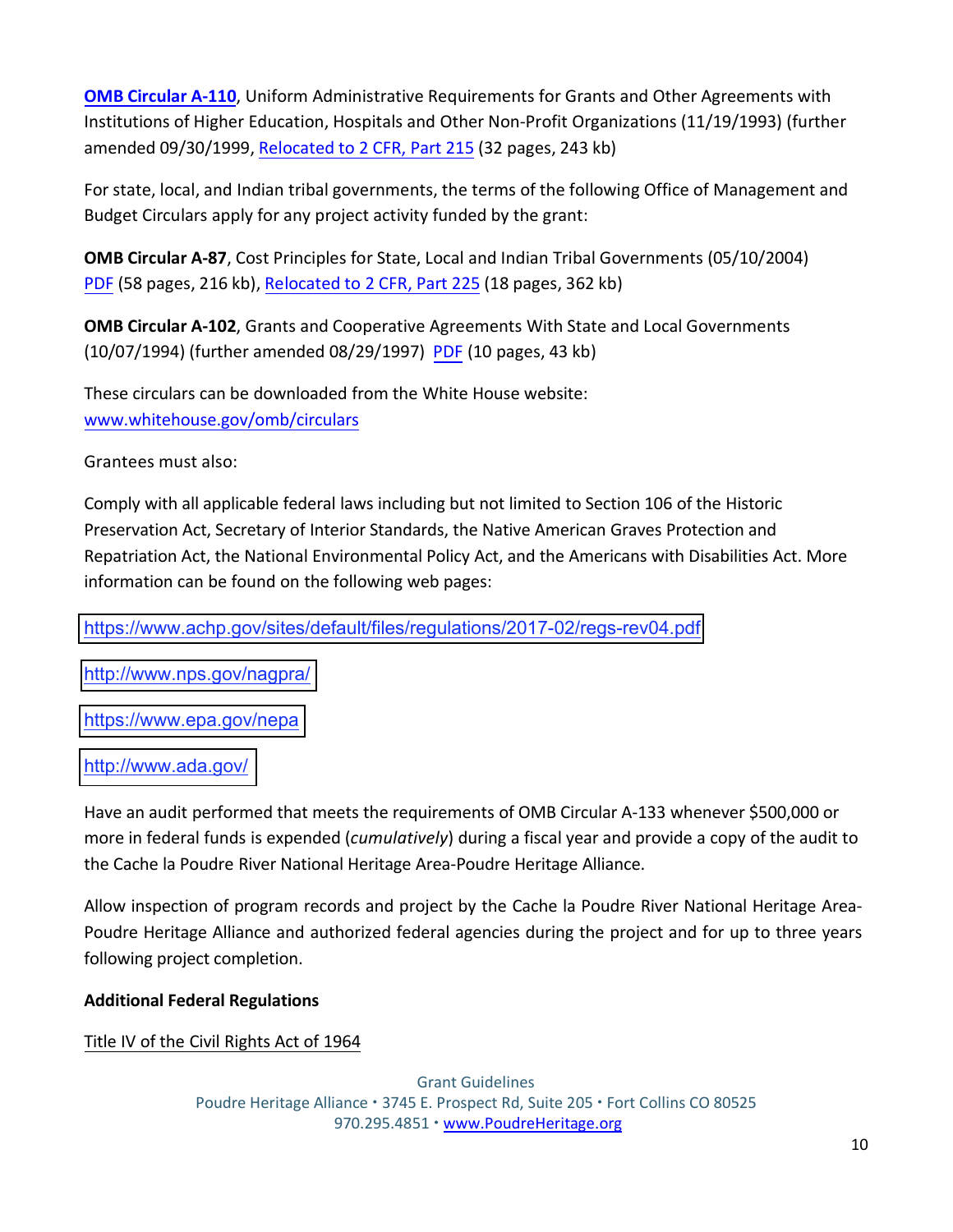**OMB Circular A-110**, Uniform Administrative Requirements for Grants and Other Agreements with Institutions of Higher Education, Hospitals and Other Non-Profit Organizations (11/19/1993) (further amended 09/30/1999, Relocated to 2 CFR, Part 215 (32 pages, 243 kb)

For state, local, and Indian tribal governments, the terms of the following Office of Management and Budget Circulars apply for any project activity funded by the grant:

**OMB Circular A-87**, Cost Principles for State, Local and Indian Tribal Governments (05/10/2004) PDF (58 pages, 216 kb), Relocated to 2 CFR, Part 225 (18 pages, 362 kb)

**OMB Circular A-102**, Grants and Cooperative Agreements With State and Local Governments (10/07/1994) (further amended 08/29/1997) PDF (10 pages, 43 kb)

These circulars can be downloaded from the White House website: www.whitehouse.gov/omb/circulars

Grantees must also:

Comply with all applicable federal laws including but not limited to Section 106 of the Historic Preservation Act, Secretary of Interior Standards, the Native American Graves Protection and Repatriation Act, the National Environmental Policy Act, and the Americans with Disabilities Act. More information can be found on the following web pages:

https://www.achp.gov/sites/default/files/regulations/2017-02/regs-rev04.pdf

http://www.nps.gov/nagpra/

https://www.epa.gov/nepa

http://www.ada.gov/

Have an audit performed that meets the requirements of OMB Circular A-133 whenever $500,000 or more in federal funds is expended (*cumulatively*) during a fiscal year and provide a copy of the audit to the Cache la Poudre River National Heritage Area-Poudre Heritage Alliance.

Allow inspection of program records and project by the Cache la Poudre River National Heritage Area-Poudre Heritage Alliance and authorized federal agencies during the project and for up to three years following project completion.

**Additional Federal Regulations**

Title IV of the Civil Rights Act of 1964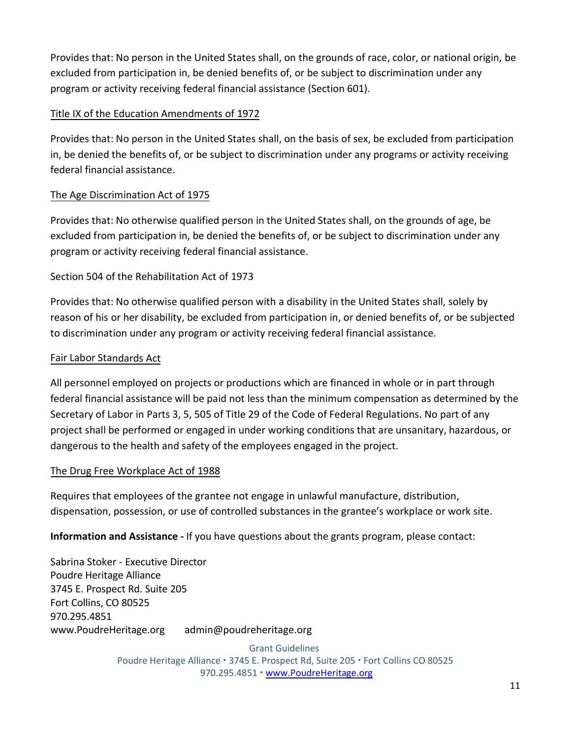Provides that: No person in the United States shall, on the grounds of race, color, or national origin, be excluded from participation in, be denied benefits of, or be subject to discrimination under any program or activity receiving federal financial assistance (Section 601).

Title IX of the Education Amendments of 1972

Provides that: No person in the United States shall, on the basis of sex, be excluded from participation in, be denied the benefits of, or be subject to discrimination under any programs or activity receiving federal financial assistance.

The Age Discrimination Act of 1975

Provides that: No otherwise qualified person in the United States shall, on the grounds of age, be excluded from participation in, be denied the benefits of, or be subject to discrimination under any program or activity receiving federal financial assistance.

Section 504 of the Rehabilitation Act of 1973

Provides that: No otherwise qualified person with a disability in the United States shall, solely by reason of his or her disability, be excluded from participation in, or denied benefits of, or be subjected to discrimination under any program or activity receiving federal financial assistance.

Fair Labor Standards Act

All personnel employed on projects or productions which are financed in whole or in part through federal financial assistance will be paid not less than the minimum compensation as determined by the Secretary of Labor in Parts 3, 5, 505 of Title 29 of the Code of Federal Regulations. No part of any project shall be performed or engaged in under working conditions that are unsanitary, hazardous, or dangerous to the health and safety of the employees engaged in the project.

The Drug Free Workplace Act of 1988

Requires that employees of the grantee not engage in unlawful manufacture, distribution, dispensation, possession, or use of controlled substances in the grantee's workplace or work site.

**Information and Assistance -** If you have questions about the grants program, please contact:

Sabrina Stoker - Executive Director
Poudre Heritage Alliance
3745 E. Prospect Rd. Suite 205
Fort Collins, CO 80525
970.295.4851
www.PoudreHeritage.org admin@poudreheritage.org